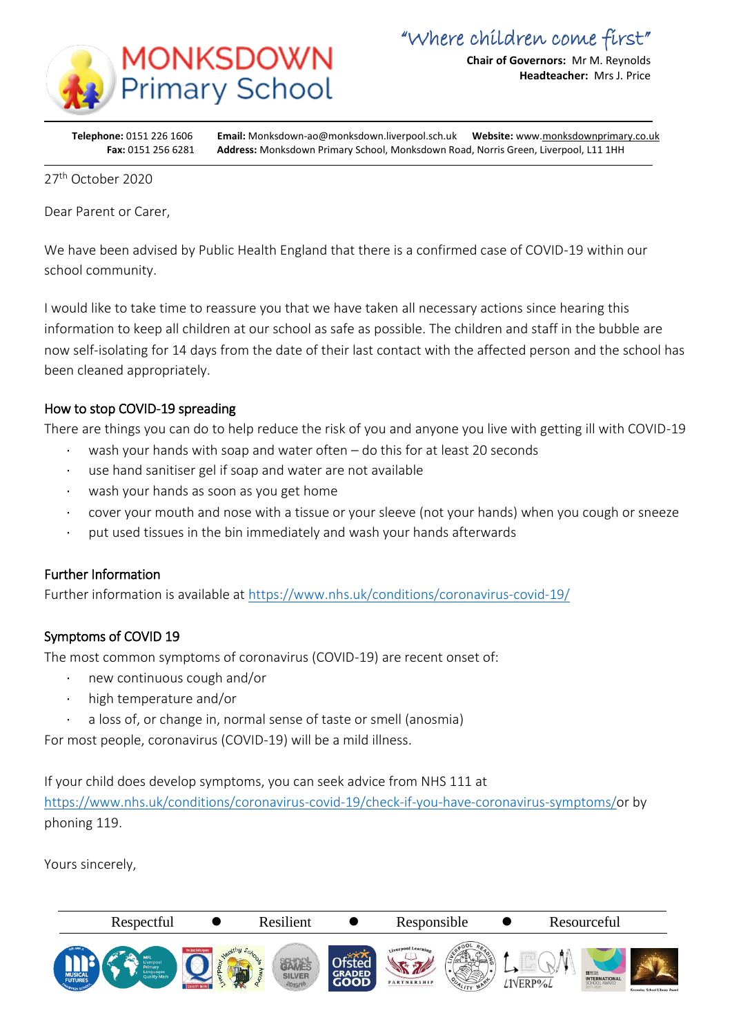# MONKSDOWN Primary School

"Where children come first"

**Chair of Governors:** Mr M. Reynolds
**Headteacher:** Mrs J. Price

**Telephone:** 0151 226 1606 **Email:** Monksdown-ao@monksdown.liverpool.sch.uk **Website:** www.monksdownprimary.co.uk
**Fax:** 0151 256 6281 **Address:** Monksdown Primary School, Monksdown Road, Norris Green, Liverpool, L11 1HH

27th October 2020

Dear Parent or Carer,

We have been advised by Public Health England that there is a confirmed case of COVID-19 within our school community.

I would like to take time to reassure you that we have taken all necessary actions since hearing this information to keep all children at our school as safe as possible. The children and staff in the bubble are now self-isolating for 14 days from the date of their last contact with the affected person and the school has been cleaned appropriately.

## How to stop COVID-19 spreading

There are things you can do to help reduce the risk of you and anyone you live with getting ill with COVID-19

- wash your hands with soap and water often – do this for at least 20 seconds
- use hand sanitiser gel if soap and water are not available
- wash your hands as soon as you get home
- cover your mouth and nose with a tissue or your sleeve (not your hands) when you cough or sneeze
- put used tissues in the bin immediately and wash your hands afterwards

## Further Information

Further information is available at https://www.nhs.uk/conditions/coronavirus-covid-19/

## Symptoms of COVID 19

The most common symptoms of coronavirus (COVID-19) are recent onset of:

- new continuous cough and/or
- high temperature and/or
- a loss of, or change in, normal sense of taste or smell (anosmia)

For most people, coronavirus (COVID-19) will be a mild illness.

If your child does develop symptoms, you can seek advice from NHS 111 at https://www.nhs.uk/conditions/coronavirus-covid-19/check-if-you-have-coronavirus-symptoms/or by phoning 119.

Yours sincerely,

Respectful ● Resilient ● Responsible ● Resourceful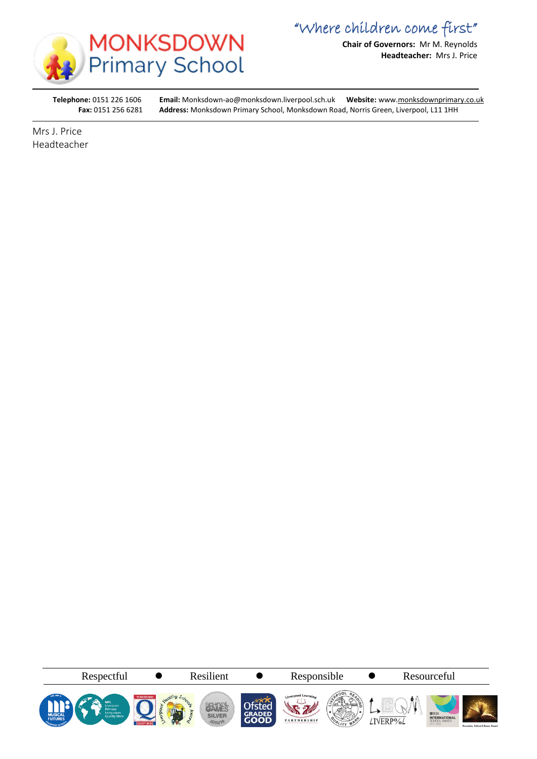# MONKSDOWN Primary School

*"Where children come first"*

**Chair of Governors:** Mr M. Reynolds
**Headteacher:** Mrs J. Price

**Telephone:** 0151 226 1606 **Email:** Monksdown-ao@monksdown.liverpool.sch.uk **Website:** www.monksdownprimary.co.uk
**Fax:** 0151 256 6281 **Address:** Monksdown Primary School, Monksdown Road, Norris Green, Liverpool, L11 1HH

Mrs J. Price
Headteacher

Respectful ● Resilient ● Responsible ● Resourceful